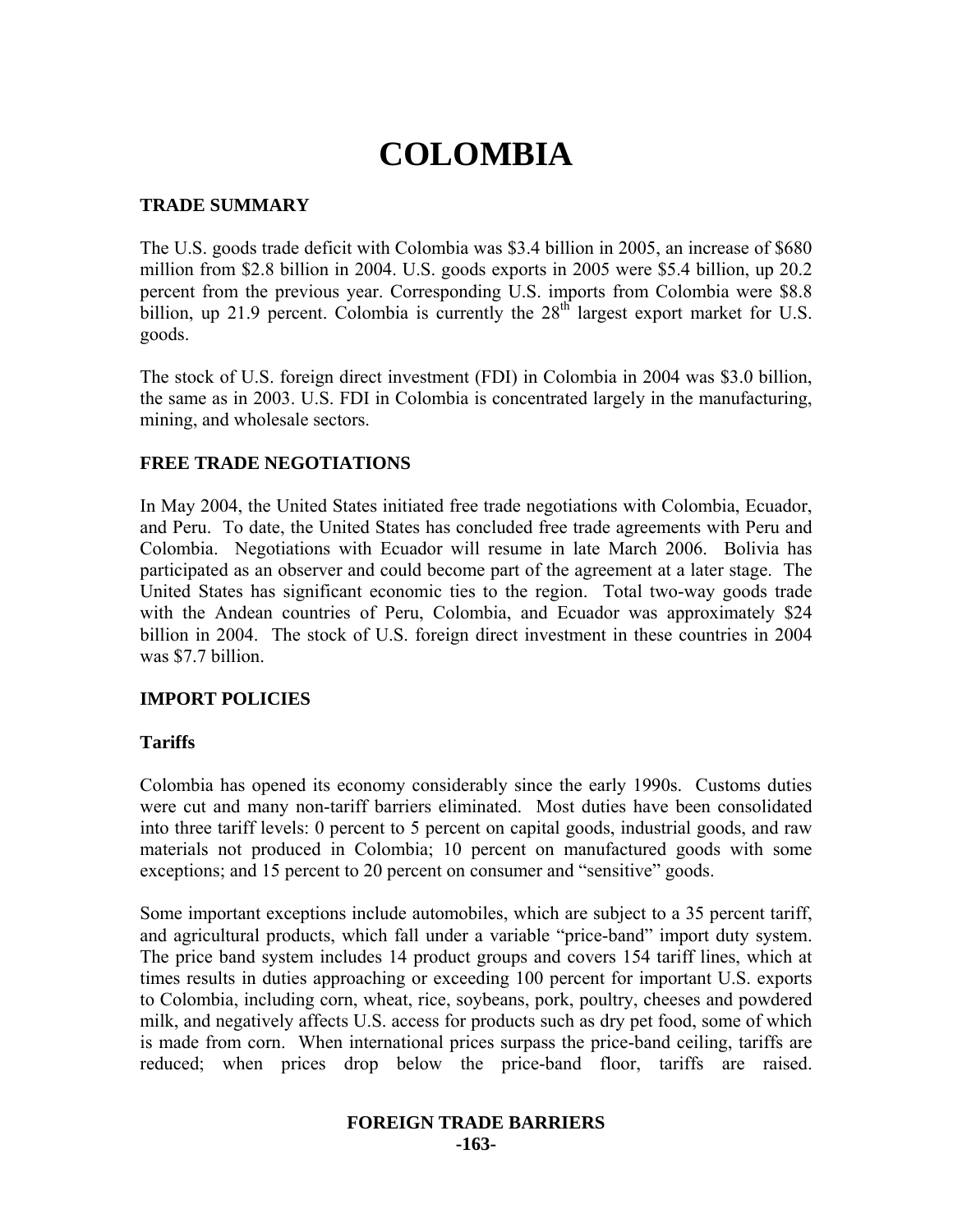# COLOMBIA

## TRADE SUMMARY

The U.S. goods trade deficit with Colombia was $3.4 billion in 2005, an increase of $680 million from $2.8 billion in 2004. U.S. goods exports in 2005 were $5.4 billion, up 20.2 percent from the previous year. Corresponding U.S. imports from Colombia were $8.8 billion, up 21.9 percent. Colombia is currently the 28th largest export market for U.S. goods.

The stock of U.S. foreign direct investment (FDI) in Colombia in 2004 was $3.0 billion, the same as in 2003. U.S. FDI in Colombia is concentrated largely in the manufacturing, mining, and wholesale sectors.

## FREE TRADE NEGOTIATIONS

In May 2004, the United States initiated free trade negotiations with Colombia, Ecuador, and Peru. To date, the United States has concluded free trade agreements with Peru and Colombia. Negotiations with Ecuador will resume in late March 2006. Bolivia has participated as an observer and could become part of the agreement at a later stage. The United States has significant economic ties to the region. Total two-way goods trade with the Andean countries of Peru, Colombia, and Ecuador was approximately $24 billion in 2004. The stock of U.S. foreign direct investment in these countries in 2004 was $7.7 billion.

## IMPORT POLICIES

### Tariffs

Colombia has opened its economy considerably since the early 1990s. Customs duties were cut and many non-tariff barriers eliminated. Most duties have been consolidated into three tariff levels: 0 percent to 5 percent on capital goods, industrial goods, and raw materials not produced in Colombia; 10 percent on manufactured goods with some exceptions; and 15 percent to 20 percent on consumer and "sensitive" goods.

Some important exceptions include automobiles, which are subject to a 35 percent tariff, and agricultural products, which fall under a variable "price-band" import duty system. The price band system includes 14 product groups and covers 154 tariff lines, which at times results in duties approaching or exceeding 100 percent for important U.S. exports to Colombia, including corn, wheat, rice, soybeans, pork, poultry, cheeses and powdered milk, and negatively affects U.S. access for products such as dry pet food, some of which is made from corn. When international prices surpass the price-band ceiling, tariffs are reduced; when prices drop below the price-band floor, tariffs are raised.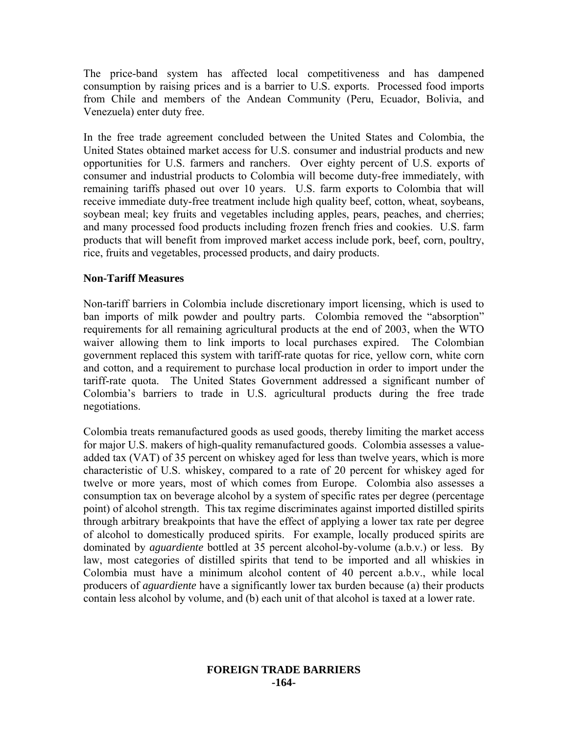The price-band system has affected local competitiveness and has dampened consumption by raising prices and is a barrier to U.S. exports. Processed food imports from Chile and members of the Andean Community (Peru, Ecuador, Bolivia, and Venezuela) enter duty free.

In the free trade agreement concluded between the United States and Colombia, the United States obtained market access for U.S. consumer and industrial products and new opportunities for U.S. farmers and ranchers. Over eighty percent of U.S. exports of consumer and industrial products to Colombia will become duty-free immediately, with remaining tariffs phased out over 10 years. U.S. farm exports to Colombia that will receive immediate duty-free treatment include high quality beef, cotton, wheat, soybeans, soybean meal; key fruits and vegetables including apples, pears, peaches, and cherries; and many processed food products including frozen french fries and cookies. U.S. farm products that will benefit from improved market access include pork, beef, corn, poultry, rice, fruits and vegetables, processed products, and dairy products.

**Non-Tariff Measures**

Non-tariff barriers in Colombia include discretionary import licensing, which is used to ban imports of milk powder and poultry parts. Colombia removed the "absorption" requirements for all remaining agricultural products at the end of 2003, when the WTO waiver allowing them to link imports to local purchases expired. The Colombian government replaced this system with tariff-rate quotas for rice, yellow corn, white corn and cotton, and a requirement to purchase local production in order to import under the tariff-rate quota. The United States Government addressed a significant number of Colombia's barriers to trade in U.S. agricultural products during the free trade negotiations.

Colombia treats remanufactured goods as used goods, thereby limiting the market access for major U.S. makers of high-quality remanufactured goods. Colombia assesses a value-added tax (VAT) of 35 percent on whiskey aged for less than twelve years, which is more characteristic of U.S. whiskey, compared to a rate of 20 percent for whiskey aged for twelve or more years, most of which comes from Europe. Colombia also assesses a consumption tax on beverage alcohol by a system of specific rates per degree (percentage point) of alcohol strength. This tax regime discriminates against imported distilled spirits through arbitrary breakpoints that have the effect of applying a lower tax rate per degree of alcohol to domestically produced spirits. For example, locally produced spirits are dominated by *aguardiente* bottled at 35 percent alcohol-by-volume (a.b.v.) or less. By law, most categories of distilled spirits that tend to be imported and all whiskies in Colombia must have a minimum alcohol content of 40 percent a.b.v., while local producers of *aguardiente* have a significantly lower tax burden because (a) their products contain less alcohol by volume, and (b) each unit of that alcohol is taxed at a lower rate.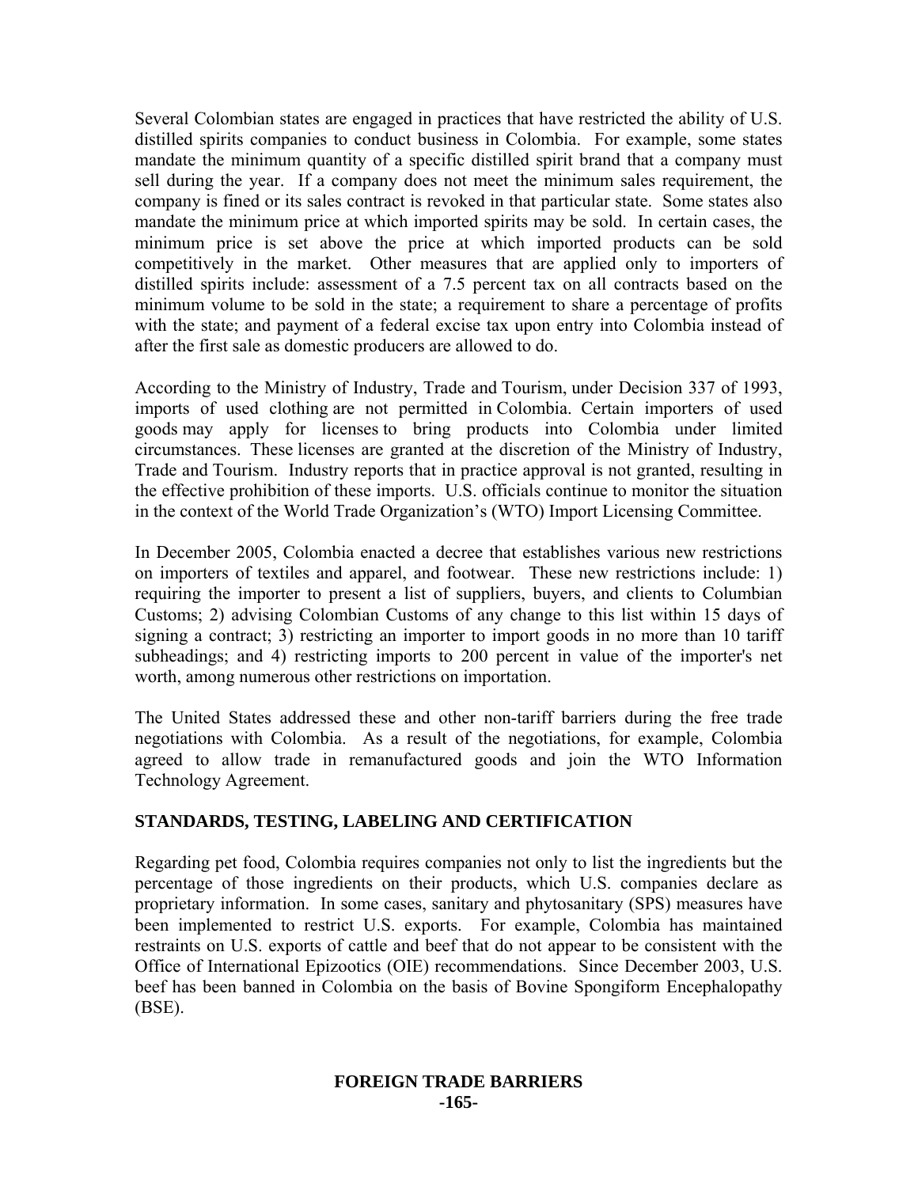Several Colombian states are engaged in practices that have restricted the ability of U.S. distilled spirits companies to conduct business in Colombia. For example, some states mandate the minimum quantity of a specific distilled spirit brand that a company must sell during the year. If a company does not meet the minimum sales requirement, the company is fined or its sales contract is revoked in that particular state. Some states also mandate the minimum price at which imported spirits may be sold. In certain cases, the minimum price is set above the price at which imported products can be sold competitively in the market. Other measures that are applied only to importers of distilled spirits include: assessment of a 7.5 percent tax on all contracts based on the minimum volume to be sold in the state; a requirement to share a percentage of profits with the state; and payment of a federal excise tax upon entry into Colombia instead of after the first sale as domestic producers are allowed to do.

According to the Ministry of Industry, Trade and Tourism, under Decision 337 of 1993, imports of used clothing are not permitted in Colombia. Certain importers of used goods may apply for licenses to bring products into Colombia under limited circumstances. These licenses are granted at the discretion of the Ministry of Industry, Trade and Tourism. Industry reports that in practice approval is not granted, resulting in the effective prohibition of these imports. U.S. officials continue to monitor the situation in the context of the World Trade Organization's (WTO) Import Licensing Committee.

In December 2005, Colombia enacted a decree that establishes various new restrictions on importers of textiles and apparel, and footwear. These new restrictions include: 1) requiring the importer to present a list of suppliers, buyers, and clients to Columbian Customs; 2) advising Colombian Customs of any change to this list within 15 days of signing a contract; 3) restricting an importer to import goods in no more than 10 tariff subheadings; and 4) restricting imports to 200 percent in value of the importer's net worth, among numerous other restrictions on importation.

The United States addressed these and other non-tariff barriers during the free trade negotiations with Colombia. As a result of the negotiations, for example, Colombia agreed to allow trade in remanufactured goods and join the WTO Information Technology Agreement.

## STANDARDS, TESTING, LABELING AND CERTIFICATION

Regarding pet food, Colombia requires companies not only to list the ingredients but the percentage of those ingredients on their products, which U.S. companies declare as proprietary information. In some cases, sanitary and phytosanitary (SPS) measures have been implemented to restrict U.S. exports. For example, Colombia has maintained restraints on U.S. exports of cattle and beef that do not appear to be consistent with the Office of International Epizootics (OIE) recommendations. Since December 2003, U.S. beef has been banned in Colombia on the basis of Bovine Spongiform Encephalopathy (BSE).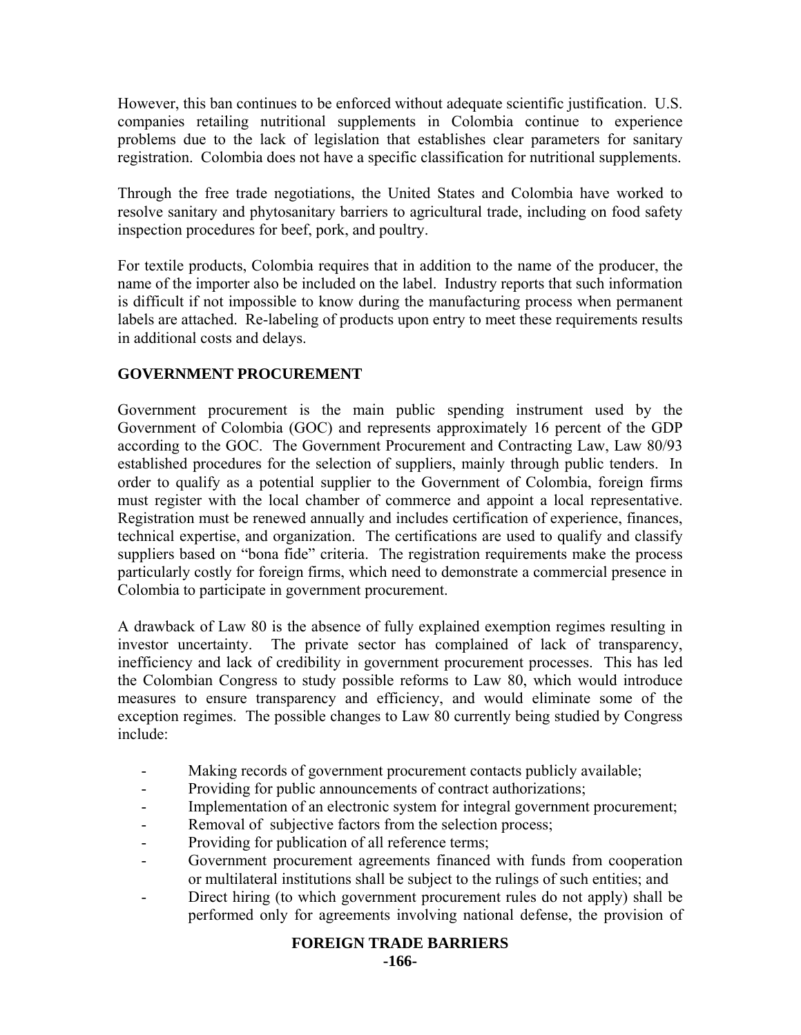However, this ban continues to be enforced without adequate scientific justification. U.S. companies retailing nutritional supplements in Colombia continue to experience problems due to the lack of legislation that establishes clear parameters for sanitary registration. Colombia does not have a specific classification for nutritional supplements.

Through the free trade negotiations, the United States and Colombia have worked to resolve sanitary and phytosanitary barriers to agricultural trade, including on food safety inspection procedures for beef, pork, and poultry.

For textile products, Colombia requires that in addition to the name of the producer, the name of the importer also be included on the label. Industry reports that such information is difficult if not impossible to know during the manufacturing process when permanent labels are attached. Re-labeling of products upon entry to meet these requirements results in additional costs and delays.

## GOVERNMENT PROCUREMENT

Government procurement is the main public spending instrument used by the Government of Colombia (GOC) and represents approximately 16 percent of the GDP according to the GOC. The Government Procurement and Contracting Law, Law 80/93 established procedures for the selection of suppliers, mainly through public tenders. In order to qualify as a potential supplier to the Government of Colombia, foreign firms must register with the local chamber of commerce and appoint a local representative. Registration must be renewed annually and includes certification of experience, finances, technical expertise, and organization. The certifications are used to qualify and classify suppliers based on "bona fide" criteria. The registration requirements make the process particularly costly for foreign firms, which need to demonstrate a commercial presence in Colombia to participate in government procurement.

A drawback of Law 80 is the absence of fully explained exemption regimes resulting in investor uncertainty. The private sector has complained of lack of transparency, inefficiency and lack of credibility in government procurement processes. This has led the Colombian Congress to study possible reforms to Law 80, which would introduce measures to ensure transparency and efficiency, and would eliminate some of the exception regimes. The possible changes to Law 80 currently being studied by Congress include:

- Making records of government procurement contacts publicly available;
- Providing for public announcements of contract authorizations;
- Implementation of an electronic system for integral government procurement;
- Removal of subjective factors from the selection process;
- Providing for publication of all reference terms;
- Government procurement agreements financed with funds from cooperation or multilateral institutions shall be subject to the rulings of such entities; and
- Direct hiring (to which government procurement rules do not apply) shall be performed only for agreements involving national defense, the provision of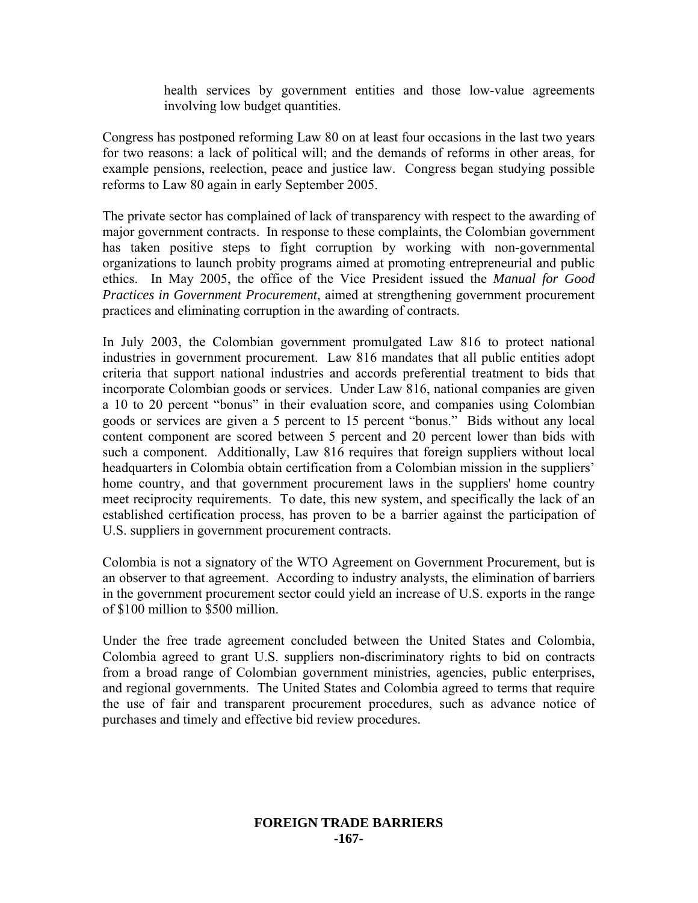health services by government entities and those low-value agreements involving low budget quantities.

Congress has postponed reforming Law 80 on at least four occasions in the last two years for two reasons: a lack of political will; and the demands of reforms in other areas, for example pensions, reelection, peace and justice law. Congress began studying possible reforms to Law 80 again in early September 2005.

The private sector has complained of lack of transparency with respect to the awarding of major government contracts. In response to these complaints, the Colombian government has taken positive steps to fight corruption by working with non-governmental organizations to launch probity programs aimed at promoting entrepreneurial and public ethics. In May 2005, the office of the Vice President issued the *Manual for Good Practices in Government Procurement*, aimed at strengthening government procurement practices and eliminating corruption in the awarding of contracts.

In July 2003, the Colombian government promulgated Law 816 to protect national industries in government procurement. Law 816 mandates that all public entities adopt criteria that support national industries and accords preferential treatment to bids that incorporate Colombian goods or services. Under Law 816, national companies are given a 10 to 20 percent "bonus" in their evaluation score, and companies using Colombian goods or services are given a 5 percent to 15 percent "bonus." Bids without any local content component are scored between 5 percent and 20 percent lower than bids with such a component. Additionally, Law 816 requires that foreign suppliers without local headquarters in Colombia obtain certification from a Colombian mission in the suppliers' home country, and that government procurement laws in the suppliers' home country meet reciprocity requirements. To date, this new system, and specifically the lack of an established certification process, has proven to be a barrier against the participation of U.S. suppliers in government procurement contracts.

Colombia is not a signatory of the WTO Agreement on Government Procurement, but is an observer to that agreement. According to industry analysts, the elimination of barriers in the government procurement sector could yield an increase of U.S. exports in the range of $100 million to $500 million.

Under the free trade agreement concluded between the United States and Colombia, Colombia agreed to grant U.S. suppliers non-discriminatory rights to bid on contracts from a broad range of Colombian government ministries, agencies, public enterprises, and regional governments. The United States and Colombia agreed to terms that require the use of fair and transparent procurement procedures, such as advance notice of purchases and timely and effective bid review procedures.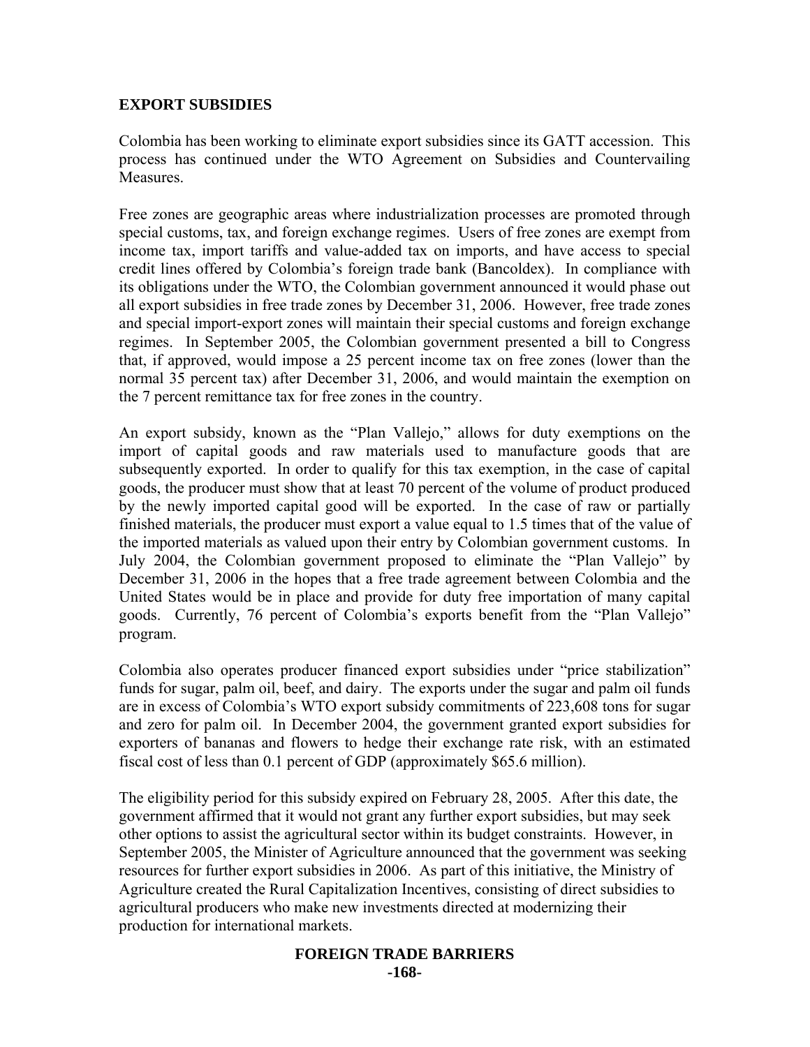**EXPORT SUBSIDIES**

Colombia has been working to eliminate export subsidies since its GATT accession. This process has continued under the WTO Agreement on Subsidies and Countervailing Measures.

Free zones are geographic areas where industrialization processes are promoted through special customs, tax, and foreign exchange regimes. Users of free zones are exempt from income tax, import tariffs and value-added tax on imports, and have access to special credit lines offered by Colombia's foreign trade bank (Bancoldex). In compliance with its obligations under the WTO, the Colombian government announced it would phase out all export subsidies in free trade zones by December 31, 2006. However, free trade zones and special import-export zones will maintain their special customs and foreign exchange regimes. In September 2005, the Colombian government presented a bill to Congress that, if approved, would impose a 25 percent income tax on free zones (lower than the normal 35 percent tax) after December 31, 2006, and would maintain the exemption on the 7 percent remittance tax for free zones in the country.

An export subsidy, known as the "Plan Vallejo," allows for duty exemptions on the import of capital goods and raw materials used to manufacture goods that are subsequently exported. In order to qualify for this tax exemption, in the case of capital goods, the producer must show that at least 70 percent of the volume of product produced by the newly imported capital good will be exported. In the case of raw or partially finished materials, the producer must export a value equal to 1.5 times that of the value of the imported materials as valued upon their entry by Colombian government customs. In July 2004, the Colombian government proposed to eliminate the "Plan Vallejo" by December 31, 2006 in the hopes that a free trade agreement between Colombia and the United States would be in place and provide for duty free importation of many capital goods. Currently, 76 percent of Colombia's exports benefit from the "Plan Vallejo" program.

Colombia also operates producer financed export subsidies under "price stabilization" funds for sugar, palm oil, beef, and dairy. The exports under the sugar and palm oil funds are in excess of Colombia's WTO export subsidy commitments of 223,608 tons for sugar and zero for palm oil. In December 2004, the government granted export subsidies for exporters of bananas and flowers to hedge their exchange rate risk, with an estimated fiscal cost of less than 0.1 percent of GDP (approximately $65.6 million).

The eligibility period for this subsidy expired on February 28, 2005. After this date, the government affirmed that it would not grant any further export subsidies, but may seek other options to assist the agricultural sector within its budget constraints. However, in September 2005, the Minister of Agriculture announced that the government was seeking resources for further export subsidies in 2006. As part of this initiative, the Ministry of Agriculture created the Rural Capitalization Incentives, consisting of direct subsidies to agricultural producers who make new investments directed at modernizing their production for international markets.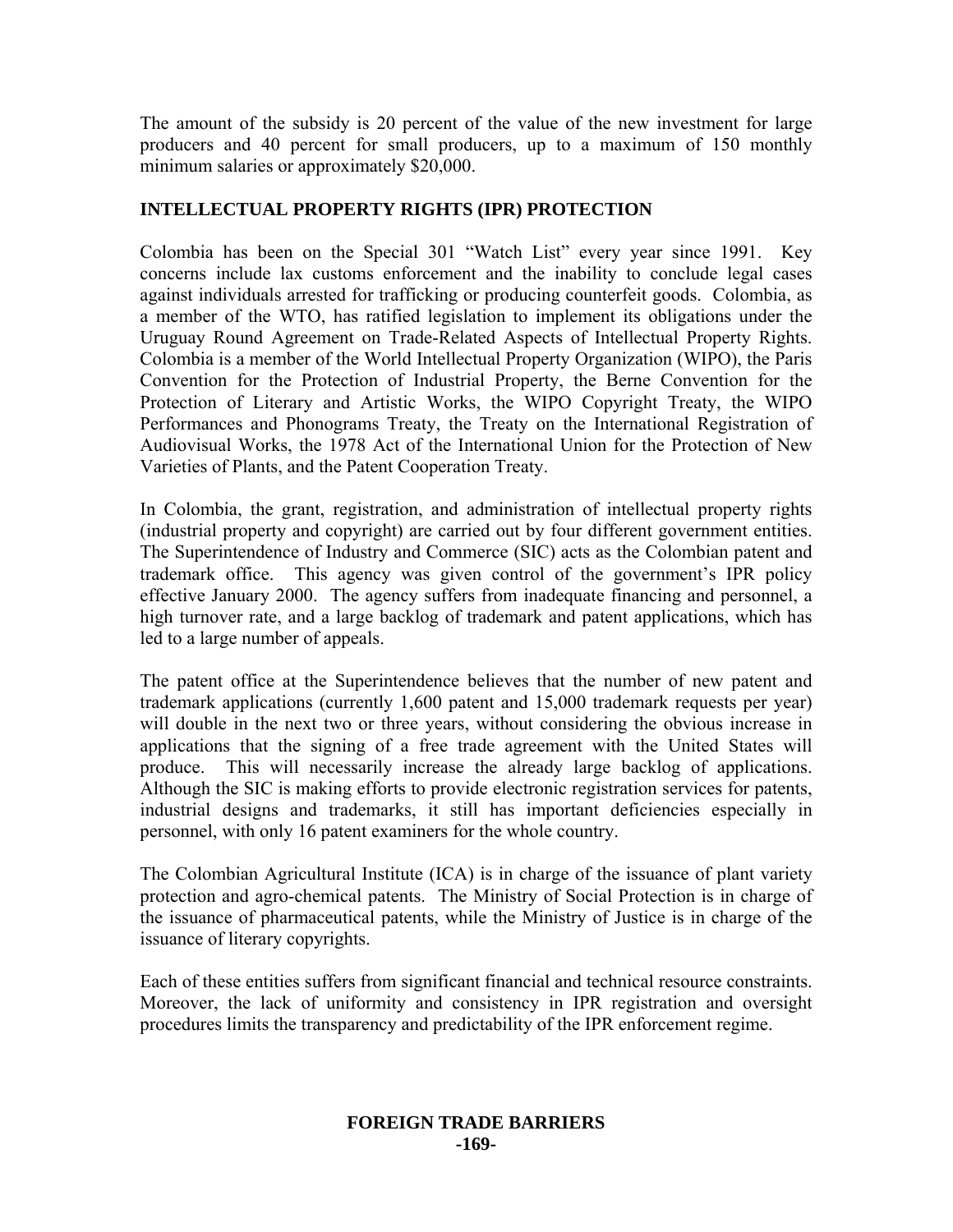The amount of the subsidy is 20 percent of the value of the new investment for large producers and 40 percent for small producers, up to a maximum of 150 monthly minimum salaries or approximately $20,000.

## INTELLECTUAL PROPERTY RIGHTS (IPR) PROTECTION

Colombia has been on the Special 301 "Watch List" every year since 1991. Key concerns include lax customs enforcement and the inability to conclude legal cases against individuals arrested for trafficking or producing counterfeit goods. Colombia, as a member of the WTO, has ratified legislation to implement its obligations under the Uruguay Round Agreement on Trade-Related Aspects of Intellectual Property Rights. Colombia is a member of the World Intellectual Property Organization (WIPO), the Paris Convention for the Protection of Industrial Property, the Berne Convention for the Protection of Literary and Artistic Works, the WIPO Copyright Treaty, the WIPO Performances and Phonograms Treaty, the Treaty on the International Registration of Audiovisual Works, the 1978 Act of the International Union for the Protection of New Varieties of Plants, and the Patent Cooperation Treaty.

In Colombia, the grant, registration, and administration of intellectual property rights (industrial property and copyright) are carried out by four different government entities. The Superintendence of Industry and Commerce (SIC) acts as the Colombian patent and trademark office. This agency was given control of the government's IPR policy effective January 2000. The agency suffers from inadequate financing and personnel, a high turnover rate, and a large backlog of trademark and patent applications, which has led to a large number of appeals.

The patent office at the Superintendence believes that the number of new patent and trademark applications (currently 1,600 patent and 15,000 trademark requests per year) will double in the next two or three years, without considering the obvious increase in applications that the signing of a free trade agreement with the United States will produce. This will necessarily increase the already large backlog of applications. Although the SIC is making efforts to provide electronic registration services for patents, industrial designs and trademarks, it still has important deficiencies especially in personnel, with only 16 patent examiners for the whole country.

The Colombian Agricultural Institute (ICA) is in charge of the issuance of plant variety protection and agro-chemical patents. The Ministry of Social Protection is in charge of the issuance of pharmaceutical patents, while the Ministry of Justice is in charge of the issuance of literary copyrights.

Each of these entities suffers from significant financial and technical resource constraints. Moreover, the lack of uniformity and consistency in IPR registration and oversight procedures limits the transparency and predictability of the IPR enforcement regime.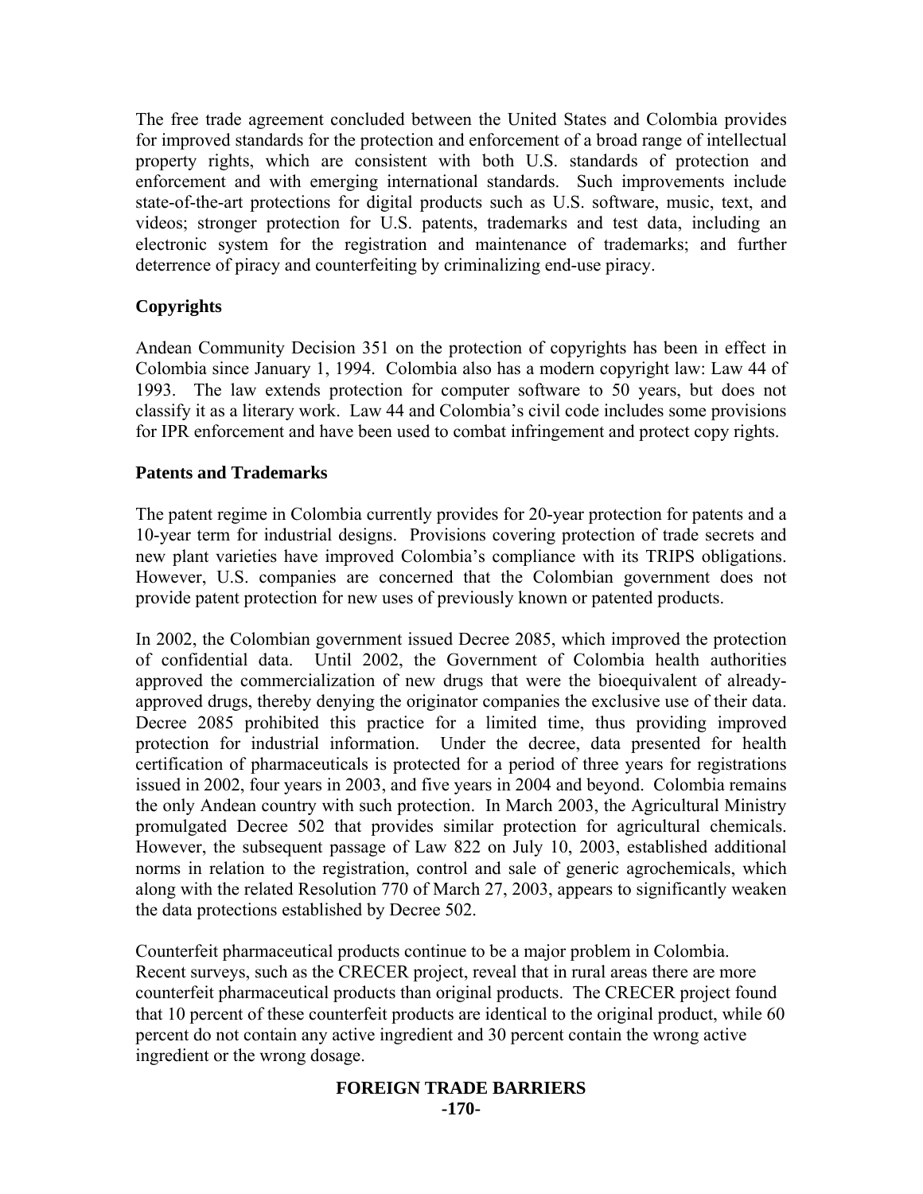The free trade agreement concluded between the United States and Colombia provides for improved standards for the protection and enforcement of a broad range of intellectual property rights, which are consistent with both U.S. standards of protection and enforcement and with emerging international standards. Such improvements include state-of-the-art protections for digital products such as U.S. software, music, text, and videos; stronger protection for U.S. patents, trademarks and test data, including an electronic system for the registration and maintenance of trademarks; and further deterrence of piracy and counterfeiting by criminalizing end-use piracy.

**Copyrights**

Andean Community Decision 351 on the protection of copyrights has been in effect in Colombia since January 1, 1994. Colombia also has a modern copyright law: Law 44 of 1993. The law extends protection for computer software to 50 years, but does not classify it as a literary work. Law 44 and Colombia's civil code includes some provisions for IPR enforcement and have been used to combat infringement and protect copy rights.

**Patents and Trademarks**

The patent regime in Colombia currently provides for 20-year protection for patents and a 10-year term for industrial designs. Provisions covering protection of trade secrets and new plant varieties have improved Colombia's compliance with its TRIPS obligations. However, U.S. companies are concerned that the Colombian government does not provide patent protection for new uses of previously known or patented products.

In 2002, the Colombian government issued Decree 2085, which improved the protection of confidential data. Until 2002, the Government of Colombia health authorities approved the commercialization of new drugs that were the bioequivalent of already-approved drugs, thereby denying the originator companies the exclusive use of their data. Decree 2085 prohibited this practice for a limited time, thus providing improved protection for industrial information. Under the decree, data presented for health certification of pharmaceuticals is protected for a period of three years for registrations issued in 2002, four years in 2003, and five years in 2004 and beyond. Colombia remains the only Andean country with such protection. In March 2003, the Agricultural Ministry promulgated Decree 502 that provides similar protection for agricultural chemicals. However, the subsequent passage of Law 822 on July 10, 2003, established additional norms in relation to the registration, control and sale of generic agrochemicals, which along with the related Resolution 770 of March 27, 2003, appears to significantly weaken the data protections established by Decree 502.

Counterfeit pharmaceutical products continue to be a major problem in Colombia. Recent surveys, such as the CRECER project, reveal that in rural areas there are more counterfeit pharmaceutical products than original products. The CRECER project found that 10 percent of these counterfeit products are identical to the original product, while 60 percent do not contain any active ingredient and 30 percent contain the wrong active ingredient or the wrong dosage.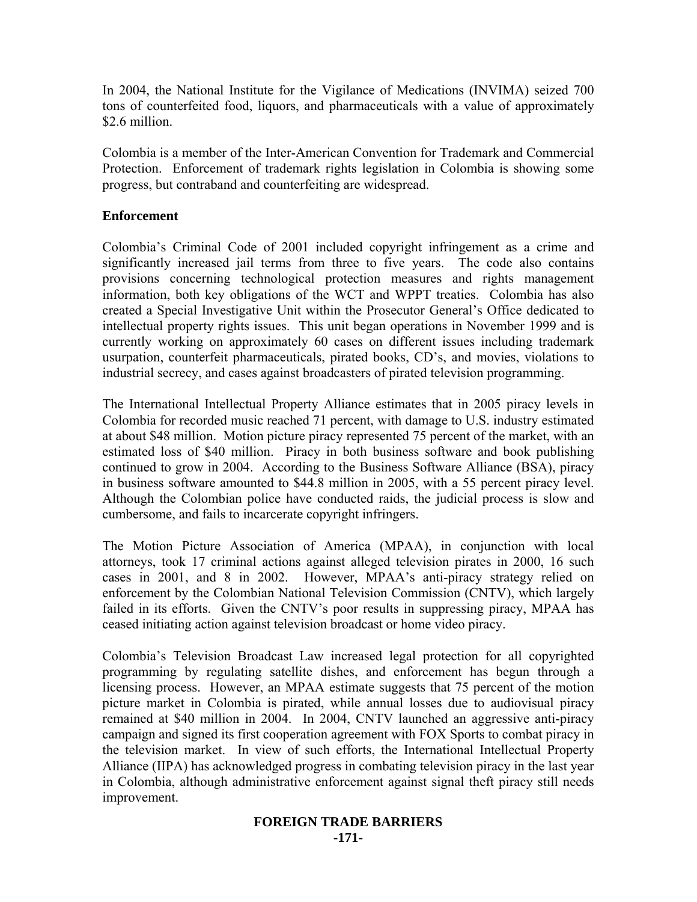In 2004, the National Institute for the Vigilance of Medications (INVIMA) seized 700 tons of counterfeited food, liquors, and pharmaceuticals with a value of approximately $2.6 million.

Colombia is a member of the Inter-American Convention for Trademark and Commercial Protection. Enforcement of trademark rights legislation in Colombia is showing some progress, but contraband and counterfeiting are widespread.

**Enforcement**

Colombia's Criminal Code of 2001 included copyright infringement as a crime and significantly increased jail terms from three to five years. The code also contains provisions concerning technological protection measures and rights management information, both key obligations of the WCT and WPPT treaties. Colombia has also created a Special Investigative Unit within the Prosecutor General's Office dedicated to intellectual property rights issues. This unit began operations in November 1999 and is currently working on approximately 60 cases on different issues including trademark usurpation, counterfeit pharmaceuticals, pirated books, CD's, and movies, violations to industrial secrecy, and cases against broadcasters of pirated television programming.

The International Intellectual Property Alliance estimates that in 2005 piracy levels in Colombia for recorded music reached 71 percent, with damage to U.S. industry estimated at about $48 million. Motion picture piracy represented 75 percent of the market, with an estimated loss of $40 million. Piracy in both business software and book publishing continued to grow in 2004. According to the Business Software Alliance (BSA), piracy in business software amounted to $44.8 million in 2005, with a 55 percent piracy level. Although the Colombian police have conducted raids, the judicial process is slow and cumbersome, and fails to incarcerate copyright infringers.

The Motion Picture Association of America (MPAA), in conjunction with local attorneys, took 17 criminal actions against alleged television pirates in 2000, 16 such cases in 2001, and 8 in 2002. However, MPAA's anti-piracy strategy relied on enforcement by the Colombian National Television Commission (CNTV), which largely failed in its efforts. Given the CNTV's poor results in suppressing piracy, MPAA has ceased initiating action against television broadcast or home video piracy.

Colombia's Television Broadcast Law increased legal protection for all copyrighted programming by regulating satellite dishes, and enforcement has begun through a licensing process. However, an MPAA estimate suggests that 75 percent of the motion picture market in Colombia is pirated, while annual losses due to audiovisual piracy remained at $40 million in 2004. In 2004, CNTV launched an aggressive anti-piracy campaign and signed its first cooperation agreement with FOX Sports to combat piracy in the television market. In view of such efforts, the International Intellectual Property Alliance (IIPA) has acknowledged progress in combating television piracy in the last year in Colombia, although administrative enforcement against signal theft piracy still needs improvement.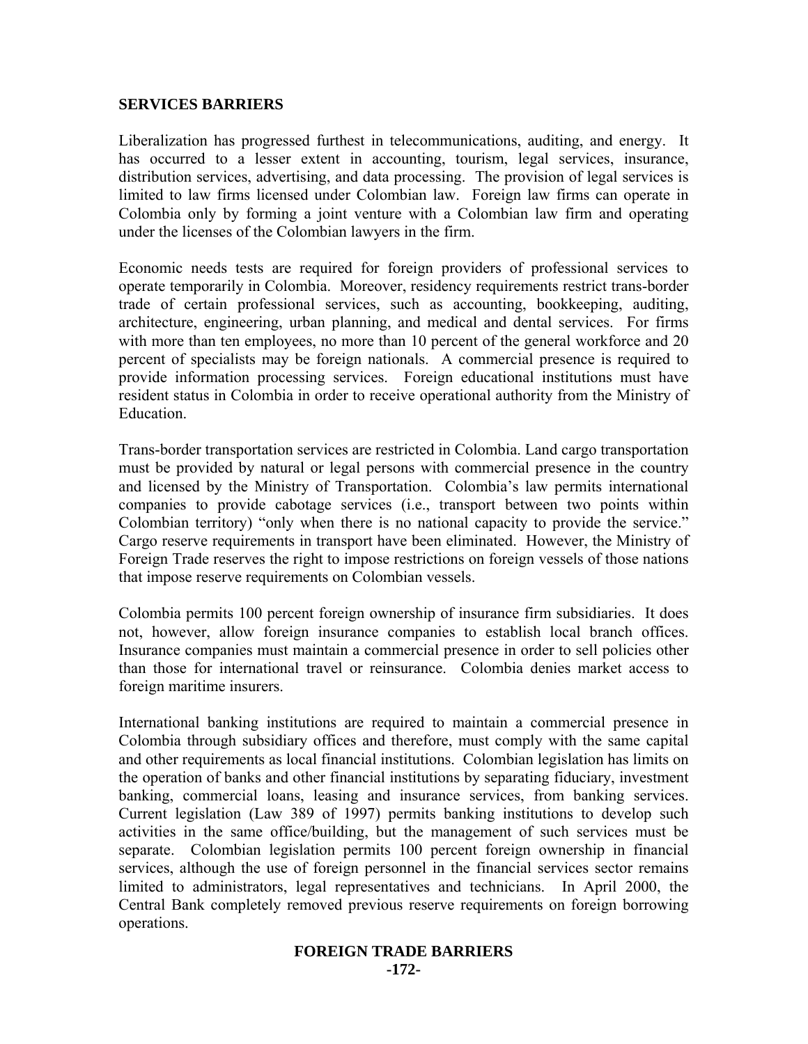## SERVICES BARRIERS

Liberalization has progressed furthest in telecommunications, auditing, and energy. It has occurred to a lesser extent in accounting, tourism, legal services, insurance, distribution services, advertising, and data processing. The provision of legal services is limited to law firms licensed under Colombian law. Foreign law firms can operate in Colombia only by forming a joint venture with a Colombian law firm and operating under the licenses of the Colombian lawyers in the firm.

Economic needs tests are required for foreign providers of professional services to operate temporarily in Colombia. Moreover, residency requirements restrict trans-border trade of certain professional services, such as accounting, bookkeeping, auditing, architecture, engineering, urban planning, and medical and dental services. For firms with more than ten employees, no more than 10 percent of the general workforce and 20 percent of specialists may be foreign nationals. A commercial presence is required to provide information processing services. Foreign educational institutions must have resident status in Colombia in order to receive operational authority from the Ministry of Education.

Trans-border transportation services are restricted in Colombia. Land cargo transportation must be provided by natural or legal persons with commercial presence in the country and licensed by the Ministry of Transportation. Colombia's law permits international companies to provide cabotage services (i.e., transport between two points within Colombian territory) "only when there is no national capacity to provide the service." Cargo reserve requirements in transport have been eliminated. However, the Ministry of Foreign Trade reserves the right to impose restrictions on foreign vessels of those nations that impose reserve requirements on Colombian vessels.

Colombia permits 100 percent foreign ownership of insurance firm subsidiaries. It does not, however, allow foreign insurance companies to establish local branch offices. Insurance companies must maintain a commercial presence in order to sell policies other than those for international travel or reinsurance. Colombia denies market access to foreign maritime insurers.

International banking institutions are required to maintain a commercial presence in Colombia through subsidiary offices and therefore, must comply with the same capital and other requirements as local financial institutions. Colombian legislation has limits on the operation of banks and other financial institutions by separating fiduciary, investment banking, commercial loans, leasing and insurance services, from banking services. Current legislation (Law 389 of 1997) permits banking institutions to develop such activities in the same office/building, but the management of such services must be separate. Colombian legislation permits 100 percent foreign ownership in financial services, although the use of foreign personnel in the financial services sector remains limited to administrators, legal representatives and technicians. In April 2000, the Central Bank completely removed previous reserve requirements on foreign borrowing operations.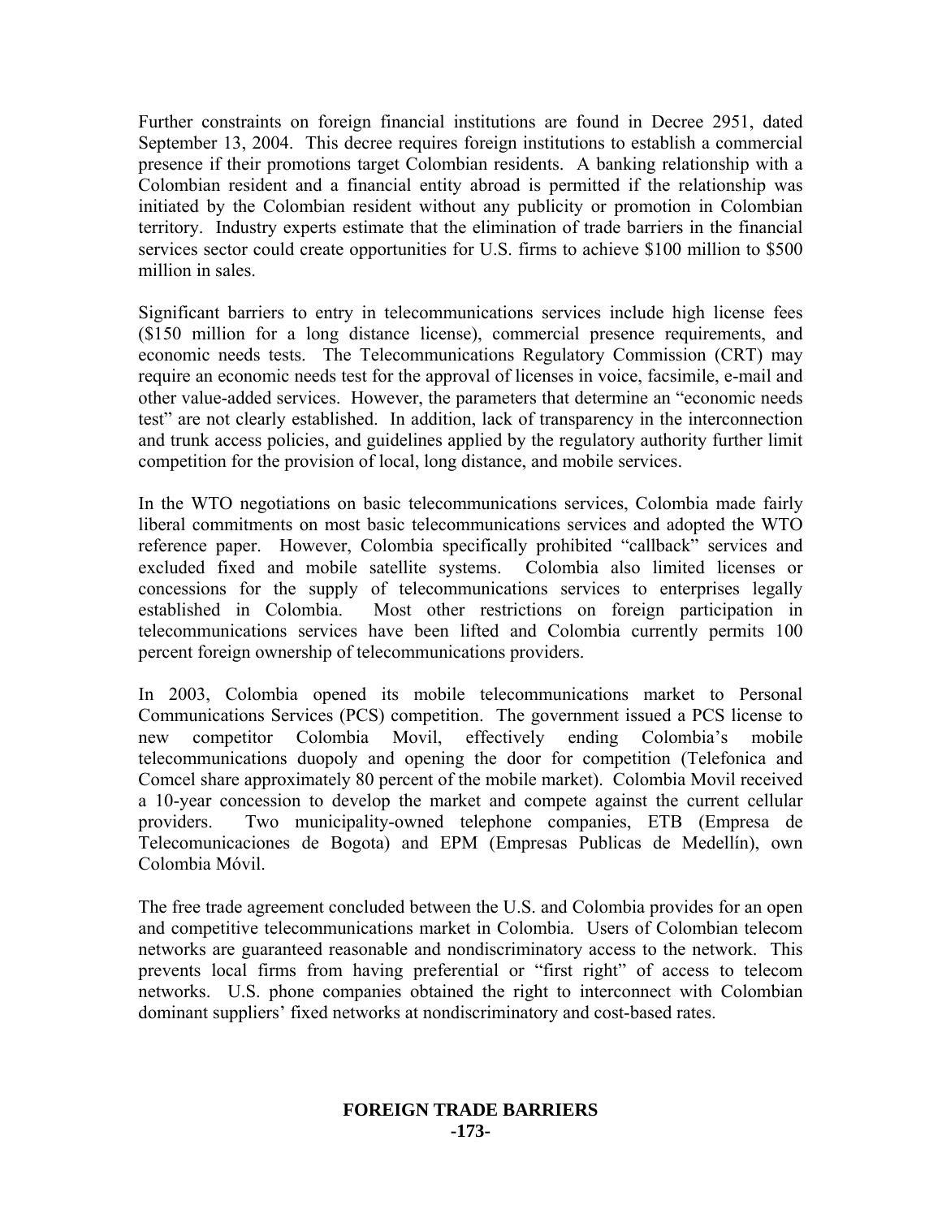Further constraints on foreign financial institutions are found in Decree 2951, dated September 13, 2004. This decree requires foreign institutions to establish a commercial presence if their promotions target Colombian residents. A banking relationship with a Colombian resident and a financial entity abroad is permitted if the relationship was initiated by the Colombian resident without any publicity or promotion in Colombian territory. Industry experts estimate that the elimination of trade barriers in the financial services sector could create opportunities for U.S. firms to achieve $100 million to $500 million in sales.

Significant barriers to entry in telecommunications services include high license fees ($150 million for a long distance license), commercial presence requirements, and economic needs tests. The Telecommunications Regulatory Commission (CRT) may require an economic needs test for the approval of licenses in voice, facsimile, e-mail and other value-added services. However, the parameters that determine an "economic needs test" are not clearly established. In addition, lack of transparency in the interconnection and trunk access policies, and guidelines applied by the regulatory authority further limit competition for the provision of local, long distance, and mobile services.

In the WTO negotiations on basic telecommunications services, Colombia made fairly liberal commitments on most basic telecommunications services and adopted the WTO reference paper. However, Colombia specifically prohibited "callback" services and excluded fixed and mobile satellite systems. Colombia also limited licenses or concessions for the supply of telecommunications services to enterprises legally established in Colombia. Most other restrictions on foreign participation in telecommunications services have been lifted and Colombia currently permits 100 percent foreign ownership of telecommunications providers.

In 2003, Colombia opened its mobile telecommunications market to Personal Communications Services (PCS) competition. The government issued a PCS license to new competitor Colombia Movil, effectively ending Colombia's mobile telecommunications duopoly and opening the door for competition (Telefonica and Comcel share approximately 80 percent of the mobile market). Colombia Movil received a 10-year concession to develop the market and compete against the current cellular providers. Two municipality-owned telephone companies, ETB (Empresa de Telecomunicaciones de Bogota) and EPM (Empresas Publicas de Medellín), own Colombia Móvil.

The free trade agreement concluded between the U.S. and Colombia provides for an open and competitive telecommunications market in Colombia. Users of Colombian telecom networks are guaranteed reasonable and nondiscriminatory access to the network. This prevents local firms from having preferential or "first right" of access to telecom networks. U.S. phone companies obtained the right to interconnect with Colombian dominant suppliers' fixed networks at nondiscriminatory and cost-based rates.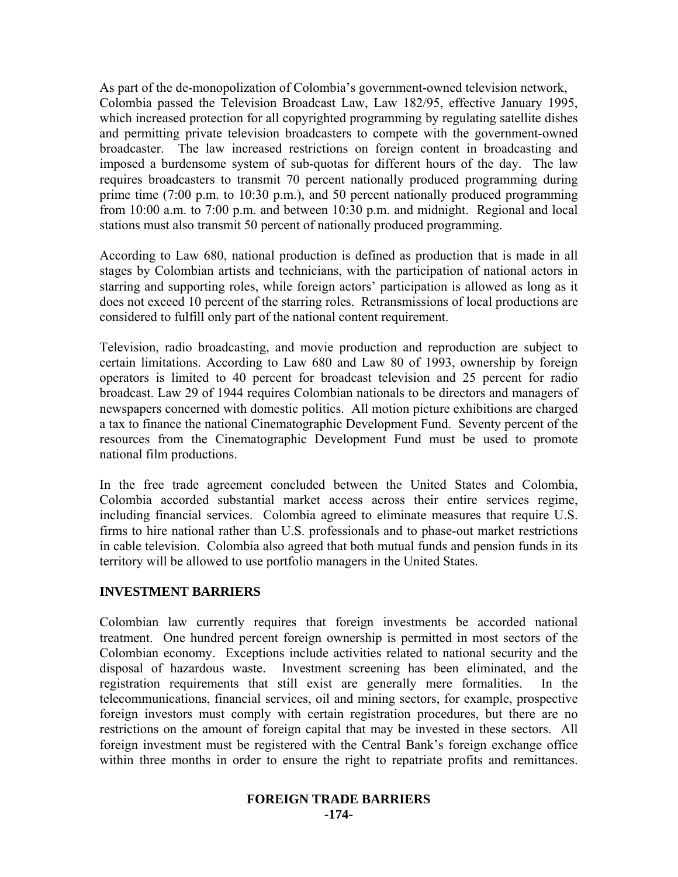As part of the de-monopolization of Colombia's government-owned television network, Colombia passed the Television Broadcast Law, Law 182/95, effective January 1995, which increased protection for all copyrighted programming by regulating satellite dishes and permitting private television broadcasters to compete with the government-owned broadcaster. The law increased restrictions on foreign content in broadcasting and imposed a burdensome system of sub-quotas for different hours of the day. The law requires broadcasters to transmit 70 percent nationally produced programming during prime time (7:00 p.m. to 10:30 p.m.), and 50 percent nationally produced programming from 10:00 a.m. to 7:00 p.m. and between 10:30 p.m. and midnight. Regional and local stations must also transmit 50 percent of nationally produced programming.

According to Law 680, national production is defined as production that is made in all stages by Colombian artists and technicians, with the participation of national actors in starring and supporting roles, while foreign actors' participation is allowed as long as it does not exceed 10 percent of the starring roles. Retransmissions of local productions are considered to fulfill only part of the national content requirement.

Television, radio broadcasting, and movie production and reproduction are subject to certain limitations. According to Law 680 and Law 80 of 1993, ownership by foreign operators is limited to 40 percent for broadcast television and 25 percent for radio broadcast. Law 29 of 1944 requires Colombian nationals to be directors and managers of newspapers concerned with domestic politics. All motion picture exhibitions are charged a tax to finance the national Cinematographic Development Fund. Seventy percent of the resources from the Cinematographic Development Fund must be used to promote national film productions.

In the free trade agreement concluded between the United States and Colombia, Colombia accorded substantial market access across their entire services regime, including financial services. Colombia agreed to eliminate measures that require U.S. firms to hire national rather than U.S. professionals and to phase-out market restrictions in cable television. Colombia also agreed that both mutual funds and pension funds in its territory will be allowed to use portfolio managers in the United States.

## INVESTMENT BARRIERS

Colombian law currently requires that foreign investments be accorded national treatment. One hundred percent foreign ownership is permitted in most sectors of the Colombian economy. Exceptions include activities related to national security and the disposal of hazardous waste. Investment screening has been eliminated, and the registration requirements that still exist are generally mere formalities. In the telecommunications, financial services, oil and mining sectors, for example, prospective foreign investors must comply with certain registration procedures, but there are no restrictions on the amount of foreign capital that may be invested in these sectors. All foreign investment must be registered with the Central Bank's foreign exchange office within three months in order to ensure the right to repatriate profits and remittances.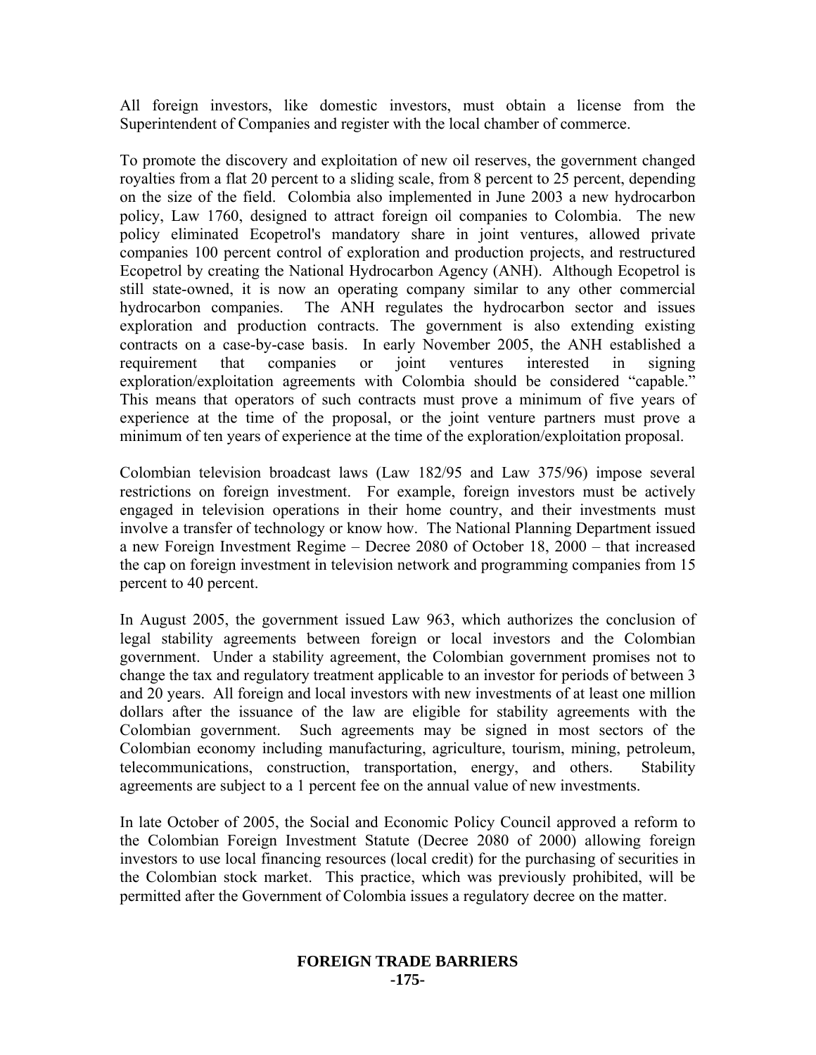All foreign investors, like domestic investors, must obtain a license from the Superintendent of Companies and register with the local chamber of commerce.

To promote the discovery and exploitation of new oil reserves, the government changed royalties from a flat 20 percent to a sliding scale, from 8 percent to 25 percent, depending on the size of the field. Colombia also implemented in June 2003 a new hydrocarbon policy, Law 1760, designed to attract foreign oil companies to Colombia. The new policy eliminated Ecopetrol's mandatory share in joint ventures, allowed private companies 100 percent control of exploration and production projects, and restructured Ecopetrol by creating the National Hydrocarbon Agency (ANH). Although Ecopetrol is still state-owned, it is now an operating company similar to any other commercial hydrocarbon companies. The ANH regulates the hydrocarbon sector and issues exploration and production contracts. The government is also extending existing contracts on a case-by-case basis. In early November 2005, the ANH established a requirement that companies or joint ventures interested in signing exploration/exploitation agreements with Colombia should be considered "capable." This means that operators of such contracts must prove a minimum of five years of experience at the time of the proposal, or the joint venture partners must prove a minimum of ten years of experience at the time of the exploration/exploitation proposal.

Colombian television broadcast laws (Law 182/95 and Law 375/96) impose several restrictions on foreign investment. For example, foreign investors must be actively engaged in television operations in their home country, and their investments must involve a transfer of technology or know how. The National Planning Department issued a new Foreign Investment Regime – Decree 2080 of October 18, 2000 – that increased the cap on foreign investment in television network and programming companies from 15 percent to 40 percent.

In August 2005, the government issued Law 963, which authorizes the conclusion of legal stability agreements between foreign or local investors and the Colombian government. Under a stability agreement, the Colombian government promises not to change the tax and regulatory treatment applicable to an investor for periods of between 3 and 20 years. All foreign and local investors with new investments of at least one million dollars after the issuance of the law are eligible for stability agreements with the Colombian government. Such agreements may be signed in most sectors of the Colombian economy including manufacturing, agriculture, tourism, mining, petroleum, telecommunications, construction, transportation, energy, and others. Stability agreements are subject to a 1 percent fee on the annual value of new investments.

In late October of 2005, the Social and Economic Policy Council approved a reform to the Colombian Foreign Investment Statute (Decree 2080 of 2000) allowing foreign investors to use local financing resources (local credit) for the purchasing of securities in the Colombian stock market. This practice, which was previously prohibited, will be permitted after the Government of Colombia issues a regulatory decree on the matter.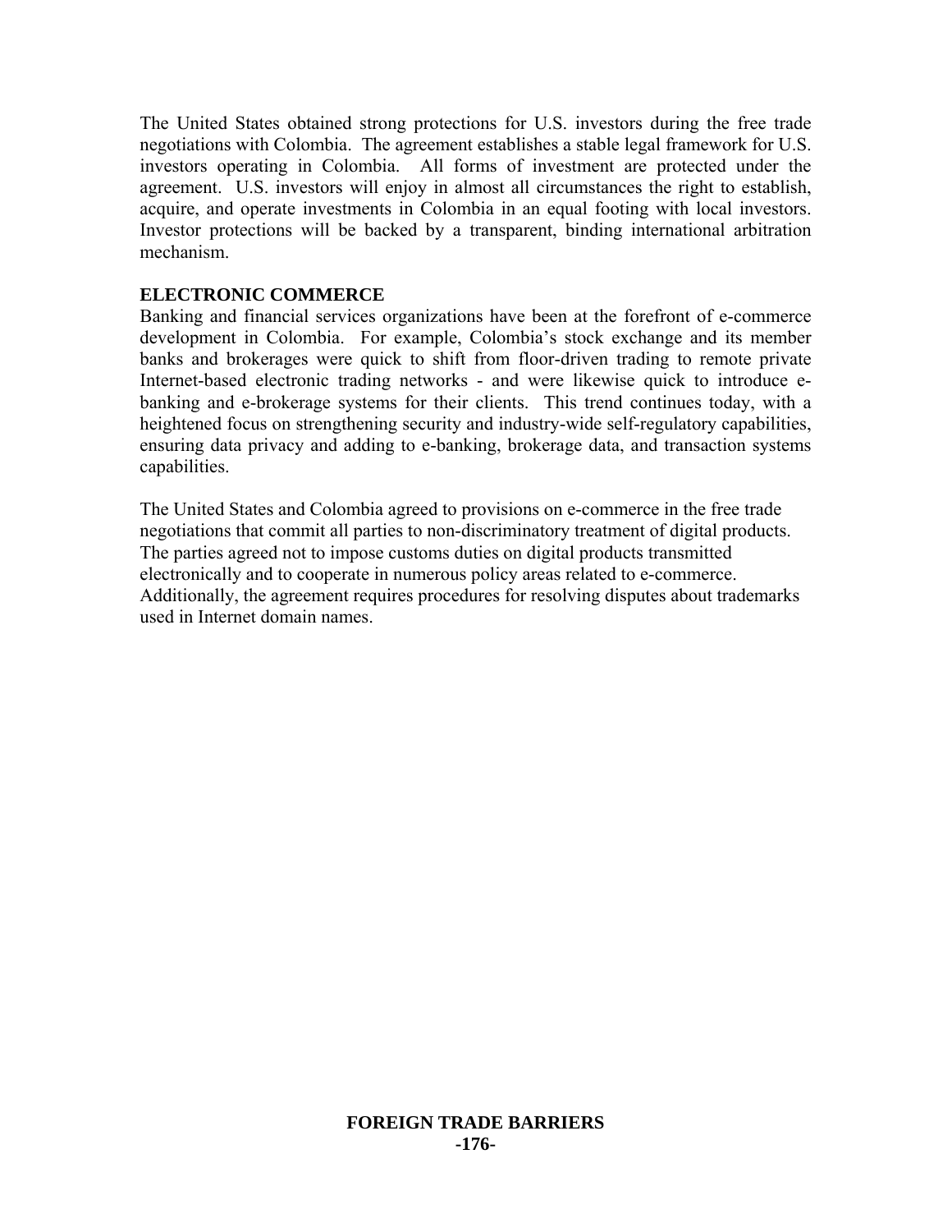The United States obtained strong protections for U.S. investors during the free trade negotiations with Colombia. The agreement establishes a stable legal framework for U.S. investors operating in Colombia. All forms of investment are protected under the agreement. U.S. investors will enjoy in almost all circumstances the right to establish, acquire, and operate investments in Colombia in an equal footing with local investors. Investor protections will be backed by a transparent, binding international arbitration mechanism.

## ELECTRONIC COMMERCE

Banking and financial services organizations have been at the forefront of e-commerce development in Colombia. For example, Colombia's stock exchange and its member banks and brokerages were quick to shift from floor-driven trading to remote private Internet-based electronic trading networks - and were likewise quick to introduce e-banking and e-brokerage systems for their clients. This trend continues today, with a heightened focus on strengthening security and industry-wide self-regulatory capabilities, ensuring data privacy and adding to e-banking, brokerage data, and transaction systems capabilities.

The United States and Colombia agreed to provisions on e-commerce in the free trade negotiations that commit all parties to non-discriminatory treatment of digital products. The parties agreed not to impose customs duties on digital products transmitted electronically and to cooperate in numerous policy areas related to e-commerce. Additionally, the agreement requires procedures for resolving disputes about trademarks used in Internet domain names.